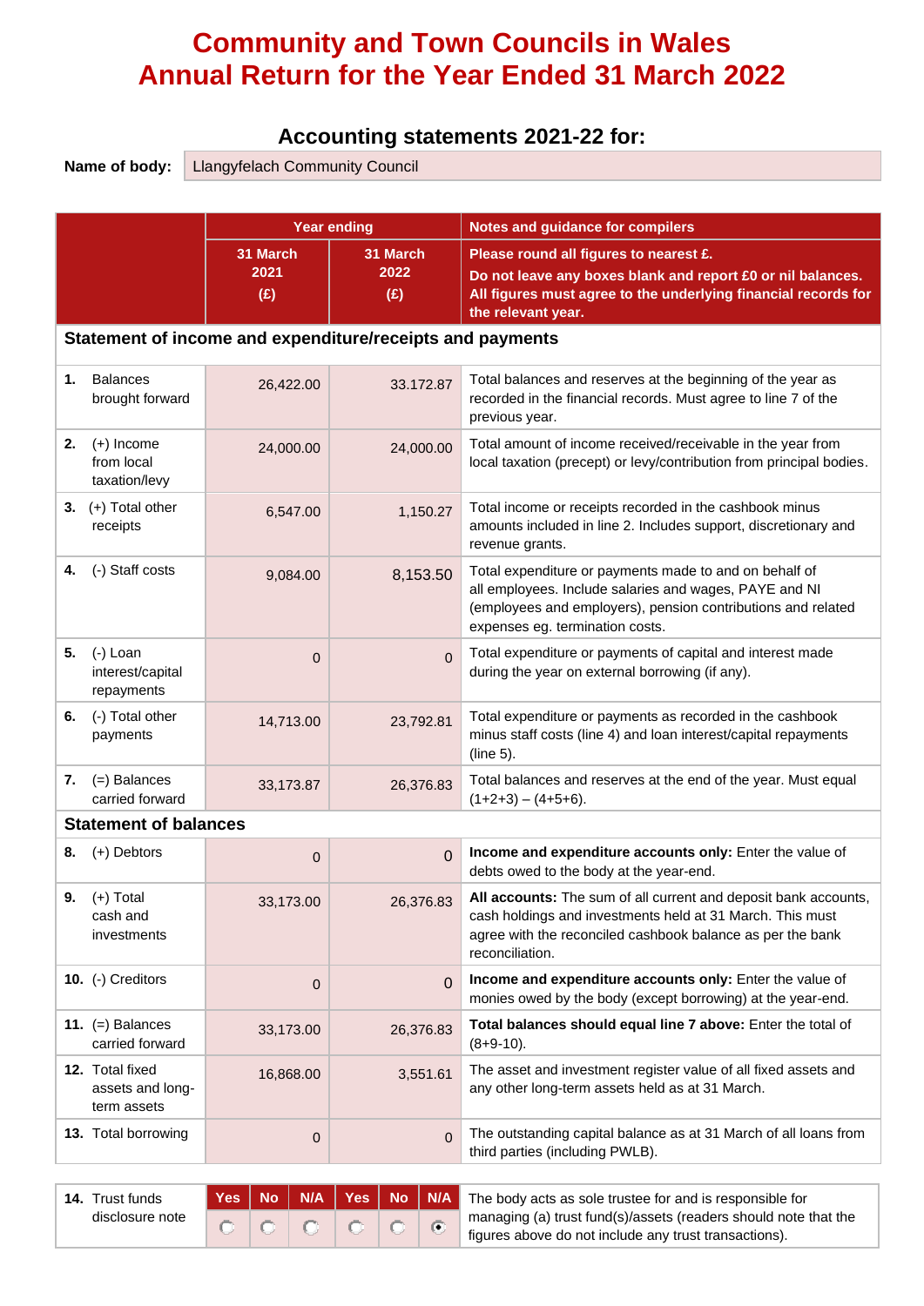# Community and Town Councils in Wales
# Annual Return for the Year Ended 31 March 2022

## Accounting statements 2021-22 for:

**Name of body:** Llangyfelach Community Council

| | Year ending | | Notes and guidance for compilers |
|---|---|---|---|
| | 31 March 2021 (£) | 31 March 2022 (£) | **Please round all figures to nearest £.** **Do not leave any boxes blank and report £0 or nil balances.** **All figures must agree to the underlying financial records for the relevant year.** |
| **Statement of income and expenditure/receipts and payments** | | | |
| **1.** Balances brought forward | 26,422.00 | 33.172.87 | Total balances and reserves at the beginning of the year as recorded in the financial records. Must agree to line 7 of the previous year. |
| **2.** (+) Income from local taxation/levy | 24,000.00 | 24,000.00 | Total amount of income received/receivable in the year from local taxation (precept) or levy/contribution from principal bodies. |
| **3.** (+) Total other receipts | 6,547.00 | 1,150.27 | Total income or receipts recorded in the cashbook minus amounts included in line 2. Includes support, discretionary and revenue grants. |
| **4.** (-) Staff costs | 9,084.00 | 8,153.50 | Total expenditure or payments made to and on behalf of all employees. Include salaries and wages, PAYE and NI (employees and employers), pension contributions and related expenses eg. termination costs. |
| **5.** (-) Loan interest/capital repayments | 0 | 0 | Total expenditure or payments of capital and interest made during the year on external borrowing (if any). |
| **6.** (-) Total other payments | 14,713.00 | 23,792.81 | Total expenditure or payments as recorded in the cashbook minus staff costs (line 4) and loan interest/capital repayments (line 5). |
| **7.** (=) Balances carried forward | 33,173.87 | 26,376.83 | Total balances and reserves at the end of the year. Must equal (1+2+3) – (4+5+6). |
| **Statement of balances** | | | |
| **8.** (+) Debtors | 0 | 0 | **Income and expenditure accounts only:** Enter the value of debts owed to the body at the year-end. |
| **9.** (+) Total cash and investments | 33,173.00 | 26,376.83 | **All accounts:** The sum of all current and deposit bank accounts, cash holdings and investments held at 31 March. This must agree with the reconciled cashbook balance as per the bank reconciliation. |
| **10.** (-) Creditors | 0 | 0 | **Income and expenditure accounts only:** Enter the value of monies owed by the body (except borrowing) at the year-end. |
| **11.** (=) Balances carried forward | 33,173.00 | 26,376.83 | **Total balances should equal line 7 above:** Enter the total of (8+9-10). |
| **12.** Total fixed assets and long-term assets | 16,868.00 | 3,551.61 | The asset and investment register value of all fixed assets and any other long-term assets held as at 31 March. |
| **13.** Total borrowing | 0 | 0 | The outstanding capital balance as at 31 March of all loans from third parties (including PWLB). |

| | Yes | No | N/A | Yes | No | N/A | |
|---|---|---|---|---|---|---|---|
| **14.** Trust funds disclosure note | ○ | ○ | ○ | ○ | ○ | ● | The body acts as sole trustee for and is responsible for managing (a) trust fund(s)/assets (readers should note that the figures above do not include any trust transactions). |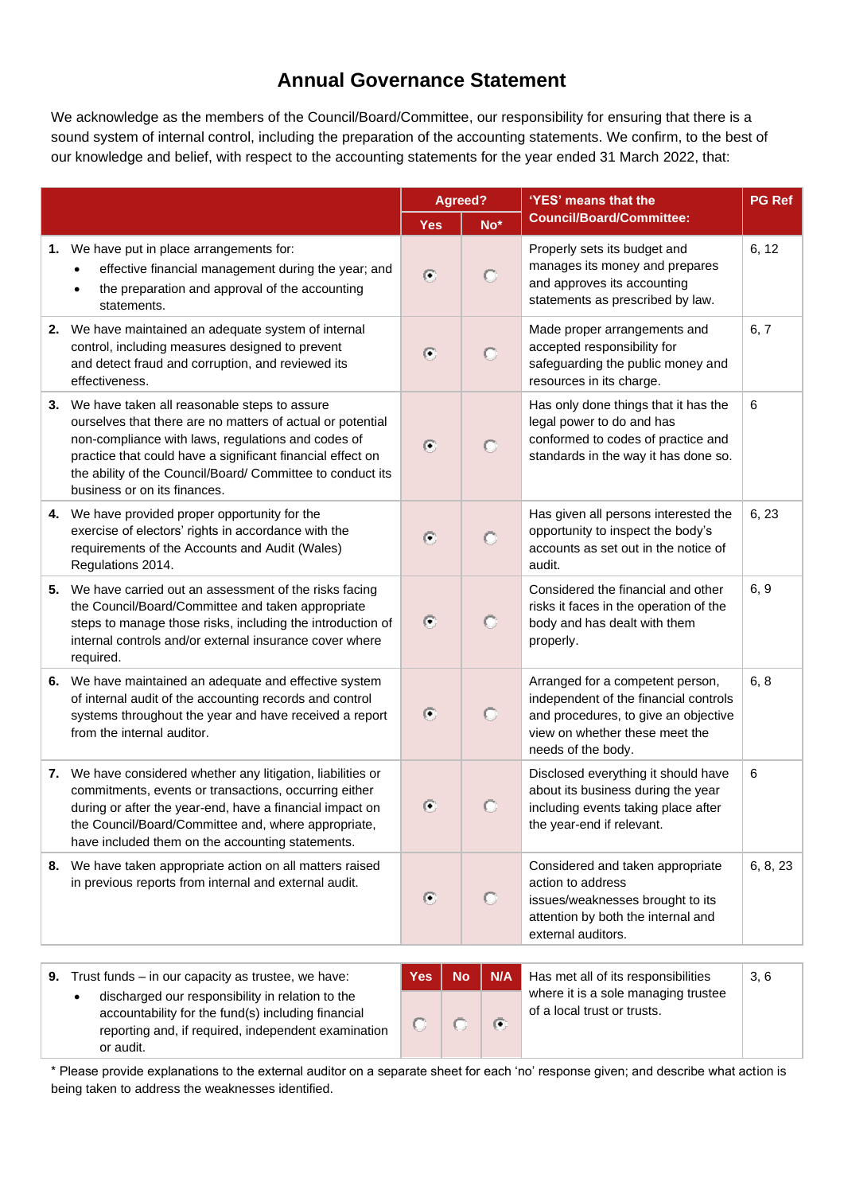# Annual Governance Statement

We acknowledge as the members of the Council/Board/Committee, our responsibility for ensuring that there is a sound system of internal control, including the preparation of the accounting statements. We confirm, to the best of our knowledge and belief, with respect to the accounting statements for the year ended 31 March 2022, that:

| | Agreed? | | 'YES' means that the Council/Board/Committee: | PG Ref |
|---|---|---|---|---|
| | Yes | No* | | |
| **1.** We have put in place arrangements for: • effective financial management during the year; and • the preparation and approval of the accounting statements. | ◉ | ○ | Properly sets its budget and manages its money and prepares and approves its accounting statements as prescribed by law. | 6, 12 |
| **2.** We have maintained an adequate system of internal control, including measures designed to prevent and detect fraud and corruption, and reviewed its effectiveness. | ◉ | ○ | Made proper arrangements and accepted responsibility for safeguarding the public money and resources in its charge. | 6, 7 |
| **3.** We have taken all reasonable steps to assure ourselves that there are no matters of actual or potential non-compliance with laws, regulations and codes of practice that could have a significant financial effect on the ability of the Council/Board/ Committee to conduct its business or on its finances. | ◉ | ○ | Has only done things that it has the legal power to do and has conformed to codes of practice and standards in the way it has done so. | 6 |
| **4.** We have provided proper opportunity for the exercise of electors' rights in accordance with the requirements of the Accounts and Audit (Wales) Regulations 2014. | ◉ | ○ | Has given all persons interested the opportunity to inspect the body's accounts as set out in the notice of audit. | 6, 23 |
| **5.** We have carried out an assessment of the risks facing the Council/Board/Committee and taken appropriate steps to manage those risks, including the introduction of internal controls and/or external insurance cover where required. | ◉ | ○ | Considered the financial and other risks it faces in the operation of the body and has dealt with them properly. | 6, 9 |
| **6.** We have maintained an adequate and effective system of internal audit of the accounting records and control systems throughout the year and have received a report from the internal auditor. | ◉ | ○ | Arranged for a competent person, independent of the financial controls and procedures, to give an objective view on whether these meet the needs of the body. | 6, 8 |
| **7.** We have considered whether any litigation, liabilities or commitments, events or transactions, occurring either during or after the year-end, have a financial impact on the Council/Board/Committee and, where appropriate, have included them on the accounting statements. | ◉ | ○ | Disclosed everything it should have about its business during the year including events taking place after the year-end if relevant. | 6 |
| **8.** We have taken appropriate action on all matters raised in previous reports from internal and external audit. | ◉ | ○ | Considered and taken appropriate action to address issues/weaknesses brought to its attention by both the internal and external auditors. | 6, 8, 23 |

| | Yes | No | N/A | | |
|---|---|---|---|---|---|
| **9.** Trust funds – in our capacity as trustee, we have: • discharged our responsibility in relation to the accountability for the fund(s) including financial reporting and, if required, independent examination or audit. | ○ | ○ | ◉ | Has met all of its responsibilities where it is a sole managing trustee of a local trust or trusts. | 3, 6 |

\* Please provide explanations to the external auditor on a separate sheet for each 'no' response given; and describe what action is being taken to address the weaknesses identified.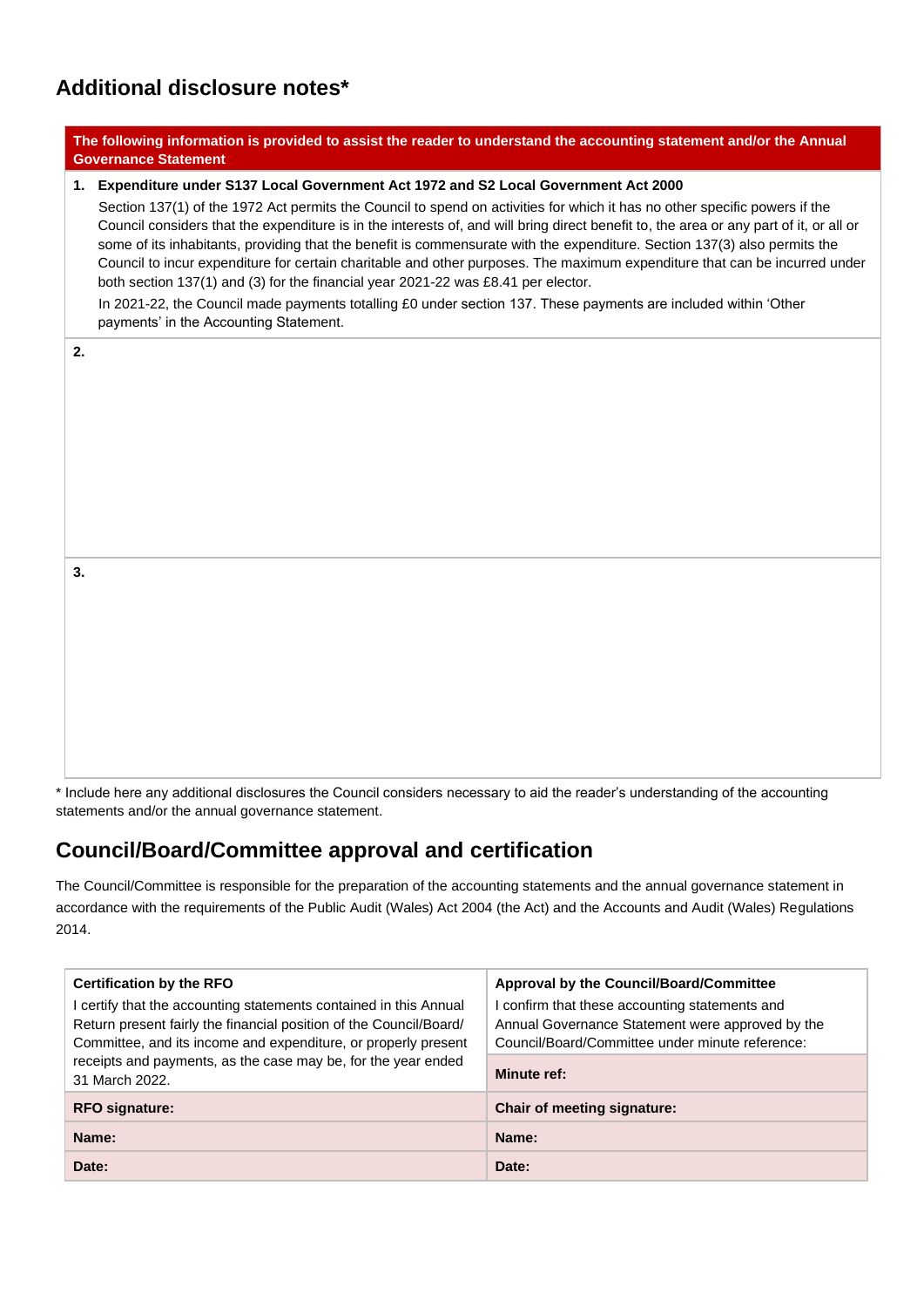## Additional disclosure notes*

| The following information is provided to assist the reader to understand the accounting statement and/or the Annual Governance Statement |
|---|
| **1. Expenditure under S137 Local Government Act 1972 and S2 Local Government Act 2000**<br><br>Section 137(1) of the 1972 Act permits the Council to spend on activities for which it has no other specific powers if the Council considers that the expenditure is in the interests of, and will bring direct benefit to, the area or any part of it, or all or some of its inhabitants, providing that the benefit is commensurate with the expenditure. Section 137(3) also permits the Council to incur expenditure for certain charitable and other purposes. The maximum expenditure that can be incurred under both section 137(1) and (3) for the financial year 2021-22 was £8.41 per elector.<br><br>In 2021-22, the Council made payments totalling £0 under section 137. These payments are included within 'Other payments' in the Accounting Statement. |
| **2.** |
| **3.** |

* Include here any additional disclosures the Council considers necessary to aid the reader's understanding of the accounting statements and/or the annual governance statement.

## Council/Board/Committee approval and certification

The Council/Committee is responsible for the preparation of the accounting statements and the annual governance statement in accordance with the requirements of the Public Audit (Wales) Act 2004 (the Act) and the Accounts and Audit (Wales) Regulations 2014.

| **Certification by the RFO** | **Approval by the Council/Board/Committee** |
|---|---|
| I certify that the accounting statements contained in this Annual Return present fairly the financial position of the Council/Board/ Committee, and its income and expenditure, or properly present receipts and payments, as the case may be, for the year ended 31 March 2022. | I confirm that these accounting statements and Annual Governance Statement were approved by the Council/Board/Committee under minute reference:<br><br>**Minute ref:** |
| **RFO signature:** | **Chair of meeting signature:** |
| **Name:** | **Name:** |
| **Date:** | **Date:** |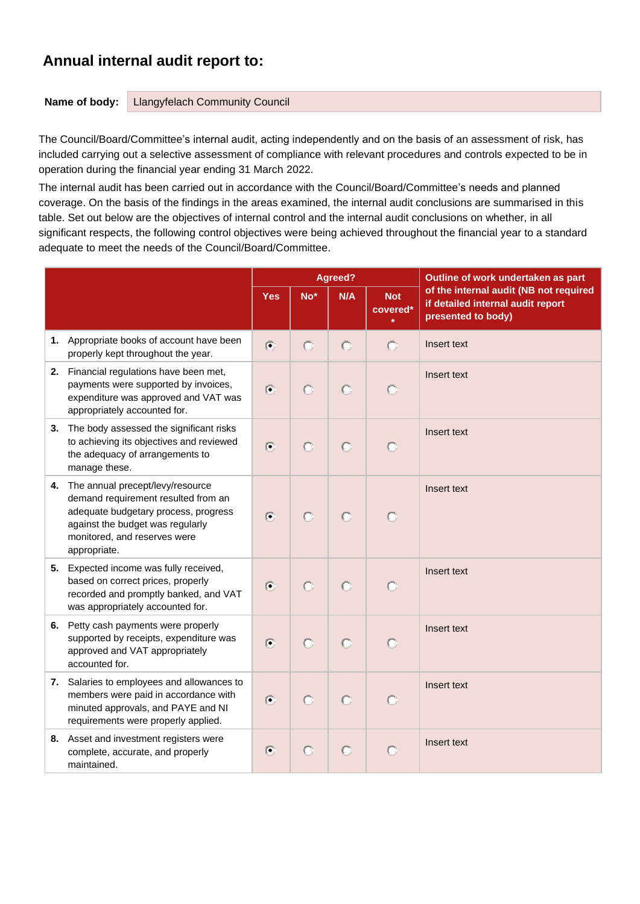# Annual internal audit report to:

**Name of body:** Llangyfelach Community Council

The Council/Board/Committee's internal audit, acting independently and on the basis of an assessment of risk, has included carrying out a selective assessment of compliance with relevant procedures and controls expected to be in operation during the financial year ending 31 March 2022.

The internal audit has been carried out in accordance with the Council/Board/Committee's needs and planned coverage. On the basis of the findings in the areas examined, the internal audit conclusions are summarised in this table. Set out below are the objectives of internal control and the internal audit conclusions on whether, in all significant respects, the following control objectives were being achieved throughout the financial year to a standard adequate to meet the needs of the Council/Board/Committee.

| | Agreed? | | | | Outline of work undertaken as part of the internal audit (NB not required if detailed internal audit report presented to body) |
|---|---|---|---|---|---|
| | Yes | No* | N/A | Not covered** | |
| **1.** Appropriate books of account have been properly kept throughout the year. | ● | ○ | ○ | ○ | Insert text |
| **2.** Financial regulations have been met, payments were supported by invoices, expenditure was approved and VAT was appropriately accounted for. | ● | ○ | ○ | ○ | Insert text |
| **3.** The body assessed the significant risks to achieving its objectives and reviewed the adequacy of arrangements to manage these. | ● | ○ | ○ | ○ | Insert text |
| **4.** The annual precept/levy/resource demand requirement resulted from an adequate budgetary process, progress against the budget was regularly monitored, and reserves were appropriate. | ● | ○ | ○ | ○ | Insert text |
| **5.** Expected income was fully received, based on correct prices, properly recorded and promptly banked, and VAT was appropriately accounted for. | ● | ○ | ○ | ○ | Insert text |
| **6.** Petty cash payments were properly supported by receipts, expenditure was approved and VAT appropriately accounted for. | ● | ○ | ○ | ○ | Insert text |
| **7.** Salaries to employees and allowances to members were paid in accordance with minuted approvals, and PAYE and NI requirements were properly applied. | ● | ○ | ○ | ○ | Insert text |
| **8.** Asset and investment registers were complete, accurate, and properly maintained. | ● | ○ | ○ | ○ | Insert text |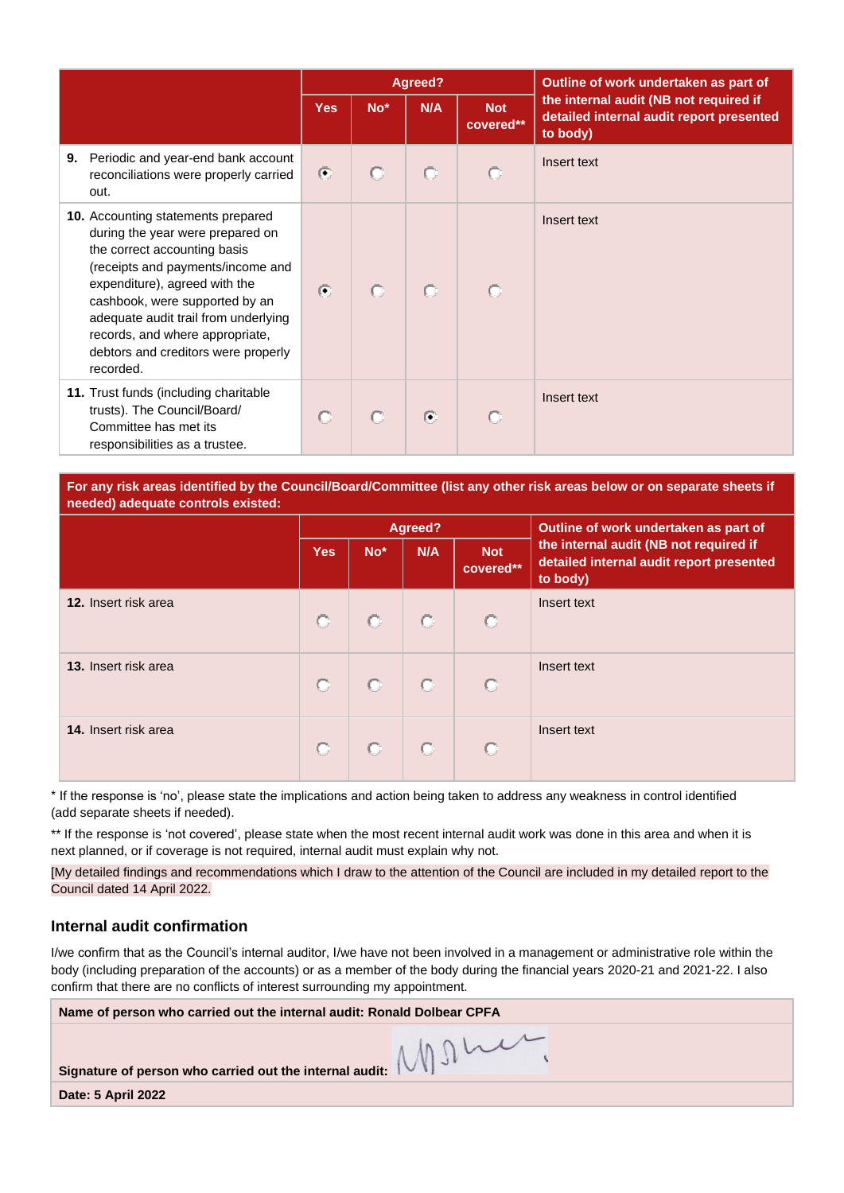| | Agreed? | | | | Outline of work undertaken as part of the internal audit (NB not required if detailed internal audit report presented to body) |
|---|---|---|---|---|---|
| | Yes | No* | N/A | Not covered** | |
| **9.** Periodic and year-end bank account reconciliations were properly carried out. | ◉ | ○ | ○ | ○ | Insert text |
| **10.** Accounting statements prepared during the year were prepared on the correct accounting basis (receipts and payments/income and expenditure), agreed with the cashbook, were supported by an adequate audit trail from underlying records, and where appropriate, debtors and creditors were properly recorded. | ◉ | ○ | ○ | ○ | Insert text |
| **11.** Trust funds (including charitable trusts). The Council/Board/ Committee has met its responsibilities as a trustee. | ○ | ○ | ◉ | ○ | Insert text |

**For any risk areas identified by the Council/Board/Committee (list any other risk areas below or on separate sheets if needed) adequate controls existed:**

| | Agreed? | | | | Outline of work undertaken as part of the internal audit (NB not required if detailed internal audit report presented to body) |
|---|---|---|---|---|---|
| | Yes | No* | N/A | Not covered** | |
| **12.** Insert risk area | ○ | ○ | ○ | ○ | Insert text |
| **13.** Insert risk area | ○ | ○ | ○ | ○ | Insert text |
| **14.** Insert risk area | ○ | ○ | ○ | ○ | Insert text |

* If the response is 'no', please state the implications and action being taken to address any weakness in control identified (add separate sheets if needed).

** If the response is 'not covered', please state when the most recent internal audit work was done in this area and when it is next planned, or if coverage is not required, internal audit must explain why not.

[My detailed findings and recommendations which I draw to the attention of the Council are included in my detailed report to the Council dated 14 April 2022.

## Internal audit confirmation

I/we confirm that as the Council's internal auditor, I/we have not been involved in a management or administrative role within the body (including preparation of the accounts) or as a member of the body during the financial years 2020-21 and 2021-22. I also confirm that there are no conflicts of interest surrounding my appointment.

| |
|---|
| **Name of person who carried out the internal audit: Ronald Dolbear CPFA** |
| **Signature of person who carried out the internal audit:** [signature] |
| **Date: 5 April 2022** |